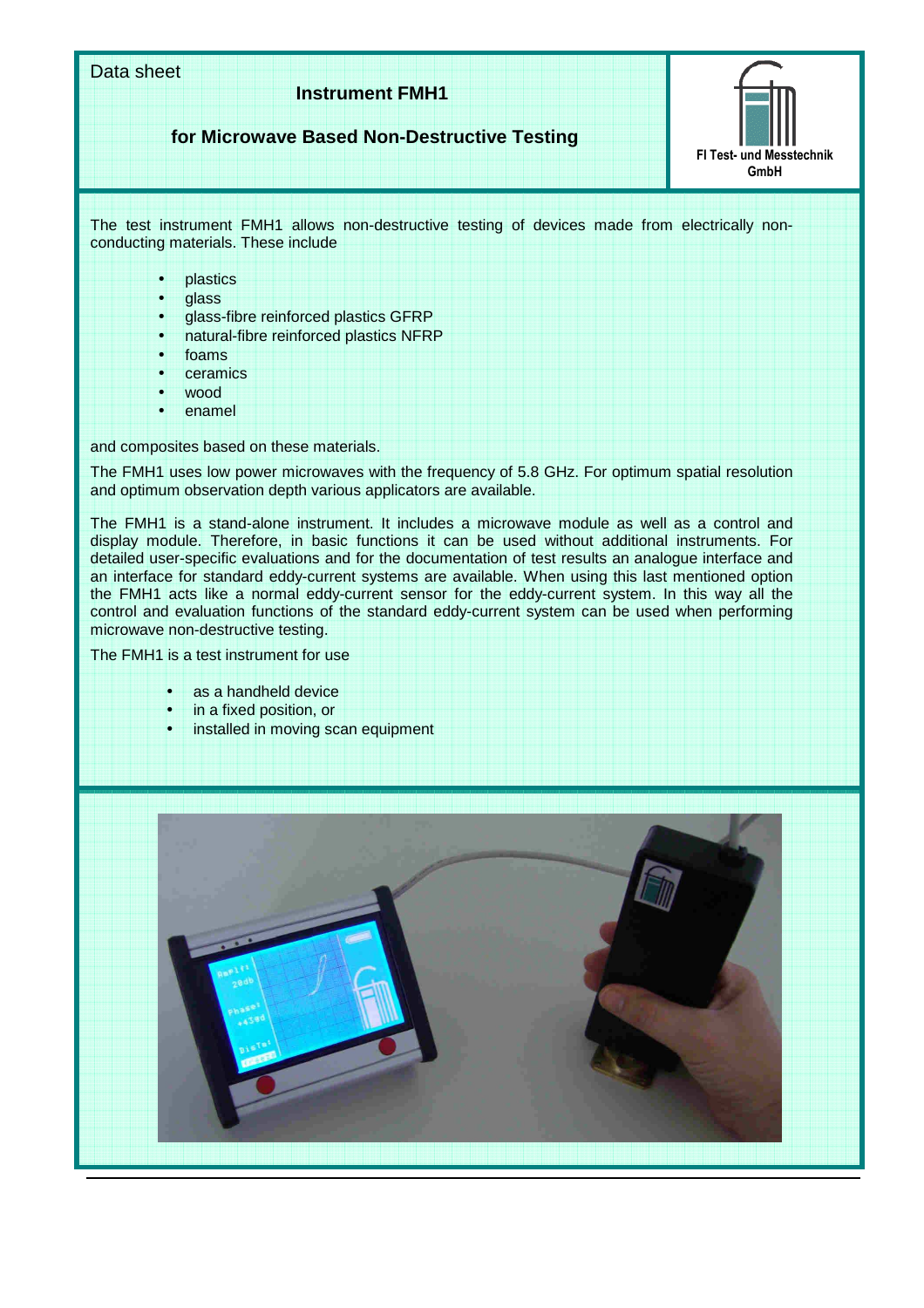Data sheet

# Instrument FMH1

## for Microwave Based Non-Destructive Testing

FI Test- und Messtechnik GmbH

The test instrument FMH1 allows non-destructive testing of devices made from electrically non-conducting materials. These include

- plastics
- glass
- glass-fibre reinforced plastics GFRP
- natural-fibre reinforced plastics NFRP
- foams
- ceramics
- wood
- enamel

and composites based on these materials.

The FMH1 uses low power microwaves with the frequency of 5.8 GHz. For optimum spatial resolution and optimum observation depth various applicators are available.

The FMH1 is a stand-alone instrument. It includes a microwave module as well as a control and display module. Therefore, in basic functions it can be used without additional instruments. For detailed user-specific evaluations and for the documentation of test results an analogue interface and an interface for standard eddy-current systems are available. When using this last mentioned option the FMH1 acts like a normal eddy-current sensor for the eddy-current system. In this way all the control and evaluation functions of the standard eddy-current system can be used when performing microwave non-destructive testing.

The FMH1 is a test instrument for use

- as a handheld device
- in a fixed position, or
- installed in moving scan equipment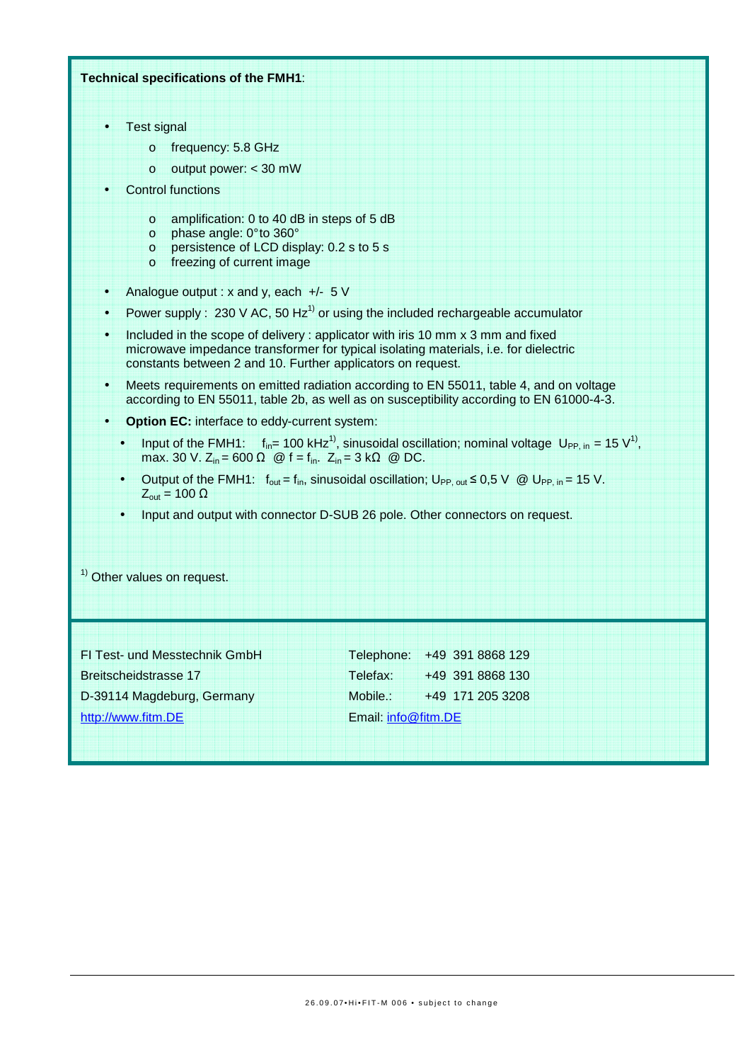**Technical specifications of the FMH1**:

- Test signal
  - frequency: 5.8 GHz
  - output power: < 30 mW
- Control functions
  - amplification: 0 to 40 dB in steps of 5 dB
  - phase angle: 0° to 360°
  - persistence of LCD display: 0.2 s to 5 s
  - freezing of current image
- Analogue output : x and y, each +/- 5 V
- Power supply : 230 V AC, 50 Hz[1)] or using the included rechargeable accumulator
- Included in the scope of delivery : applicator with iris 10 mm x 3 mm and fixed microwave impedance transformer for typical isolating materials, i.e. for dielectric constants between 2 and 10. Further applicators on request.
- Meets requirements on emitted radiation according to EN 55011, table 4, and on voltage according to EN 55011, table 2b, as well as on susceptibility according to EN 61000-4-3.
- **Option EC:** interface to eddy-current system:
  - Input of the FMH1: $f_{in}$= 100 kHz[1)], sinusoidal oscillation; nominal voltage $U_{PP,\,in}$ = 15 V[1)], max. 30 V. $Z_{in}$ = 600 Ω @ f = $f_{in}$. $Z_{in}$ = 3 kΩ @ DC.
  - Output of the FMH1: $f_{out}$ = $f_{in}$, sinusoidal oscillation; $U_{PP,\,out} \leq$ 0,5 V @ $U_{PP,\,in}$ = 15 V. $Z_{out}$ = 100 Ω
  - Input and output with connector D-SUB 26 pole. Other connectors on request.

[1)] Other values on request.

FI Test- und Messtechnik GmbH
Breitscheidstrasse 17
D-39114 Magdeburg, Germany
http://www.fitm.DE

Telephone: +49 391 8868 129
Telefax: +49 391 8868 130
Mobile.: +49 171 205 3208
Email: info@fitm.DE

26.09.07•Hi•FIT-M 006 • subject to change